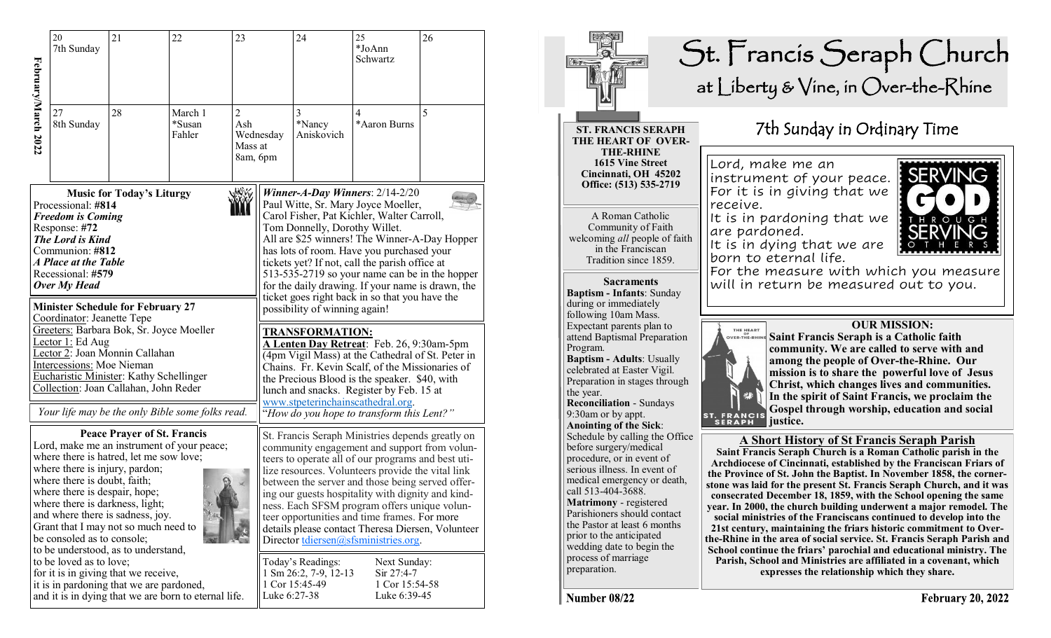# St. Francis Seraph Church

at Liberty & Vine, in Over-the-Rhine

**ST. FRANCIS SERAPH THE HEART OF OVER-THE-RHINE**
**1615 Vine Street**
**Cincinnati, OH 45202**
**Office: (513) 535-2719**

A Roman Catholic Community of Faith welcoming *all* people of faith in the Franciscan Tradition since 1859.

**Sacraments**

**Baptism - Infants**: Sunday during or immediately following 10am Mass. Expectant parents plan to attend Baptismal Preparation Program.

**Baptism - Adults**: Usually celebrated at Easter Vigil. Preparation in stages through the year.

**Reconciliation** - Sundays 9:30am or by appt.

**Anointing of the Sick**: Schedule by calling the Office before surgery/medical procedure, or in event of serious illness. In event of medical emergency or death, call 513-404-3688.

**Matrimony** - registered Parishioners should contact the Pastor at least 6 months prior to the anticipated wedding date to begin the process of marriage preparation.

## 7th Sunday in Ordinary Time

Lord, make me an instrument of your peace.
For it is in giving that we receive.
It is in pardoning that we are pardoned.
It is in dying that we are born to eternal life.
For the measure with which you measure will in return be measured out to you.

SERVING GOD THROUGH SERVING OTHERS

**OUR MISSION:**

**Saint Francis Seraph is a Catholic faith community. We are called to serve with and among the people of Over-the-Rhine. Our mission is to share the powerful love of Jesus Christ, which changes lives and communities. In the spirit of Saint Francis, we proclaim the Gospel through worship, education and social justice.**

**A Short History of St Francis Seraph Parish**

**Saint Francis Seraph Church is a Roman Catholic parish in the Archdiocese of Cincinnati, established by the Franciscan Friars of the Province of St. John the Baptist. In November 1858, the cornerstone was laid for the present St. Francis Seraph Church, and it was consecrated December 18, 1859, with the School opening the same year. In 2000, the church building underwent a major remodel. The social ministries of the Franciscans continued to develop into the 21st century, maintaining the friars historic commitment to Over-the-Rhine in the area of social service. St. Francis Seraph Parish and School continue the friars' parochial and educational ministry. The Parish, School and Ministries are affiliated in a covenant, which expresses the relationship which they share.**

**Number 08/22** **February 20, 2022**

**February/March 2022**

| 20 7th Sunday | 21 | 22 | 23 | 24 | 25 *JoAnn Schwartz | 26 |
|---|---|---|---|---|---|---|
| 27 8th Sunday | 28 | March 1 *Susan Fahler | 2 Ash Wednesday Mass at 8am, 6pm | 3 *Nancy Aniskovich | 4 *Aaron Burns | 5 |

**Music for Today's Liturgy**

Processional: **#814**
***Freedom is Coming***
Response: **#72**
***The Lord is Kind***
Communion: **#812**
***A Place at the Table***
Recessional: **#579**
***Over My Head***

**Minister Schedule for February 27**

Coordinator: Jeanette Tepe
Greeters: Barbara Bok, Sr. Joyce Moeller
Lector 1: Ed Aug
Lector 2: Joan Monnin Callahan
Intercessions: Moe Nieman
Eucharistic Minister: Kathy Schellinger
Collection: Joan Callahan, John Reder

*Your life may be the only Bible some folks read.*

**Peace Prayer of St. Francis**

Lord, make me an instrument of your peace;
where there is hatred, let me sow love;
where there is injury, pardon;
where there is doubt, faith;
where there is despair, hope;
where there is darkness, light;
and where there is sadness, joy.
Grant that I may not so much need to be consoled as to console;
to be understood, as to understand,
to be loved as to love;
for it is in giving that we receive,
it is in pardoning that we are pardoned,
and it is in dying that we are born to eternal life.

***Winner-A-Day Winners***: 2/14-2/20
Paul Witte, Sr. Mary Joyce Moeller, Carol Fisher, Pat Kichler, Walter Carroll, Tom Donnelly, Dorothy Willet.
All are $25 winners! The Winner-A-Day Hopper has lots of room. Have you purchased your tickets yet? If not, call the parish office at 513-535-2719 so your name can be in the hopper for the daily drawing. If your name is drawn, the ticket goes right back in so that you have the possibility of winning again!

**TRANSFORMATION:**
**A Lenten Day Retreat**: Feb. 26, 9:30am-5pm (4pm Vigil Mass) at the Cathedral of St. Peter in Chains. Fr. Kevin Scalf, of the Missionaries of the Precious Blood is the speaker. $40, with lunch and snacks. Register by Feb. 15 at www.stpeterinchainscathedral.org.
*"How do you hope to transform this Lent?"*

St. Francis Seraph Ministries depends greatly on community engagement and support from volunteers to operate all of our programs and best utilize resources. Volunteers provide the vital link between the server and those being served offering our guests hospitality with dignity and kindness. Each SFSM program offers unique volunteer opportunities and time frames. For more details please contact Theresa Diersen, Volunteer Director tdiersen@sfsministries.org.

| Today's Readings: | Next Sunday: |
|---|---|
| 1 Sm 26:2, 7-9, 12-13 | Sir 27:4-7 |
| 1 Cor 15:45-49 | 1 Cor 15:54-58 |
| Luke 6:27-38 | Luke 6:39-45 |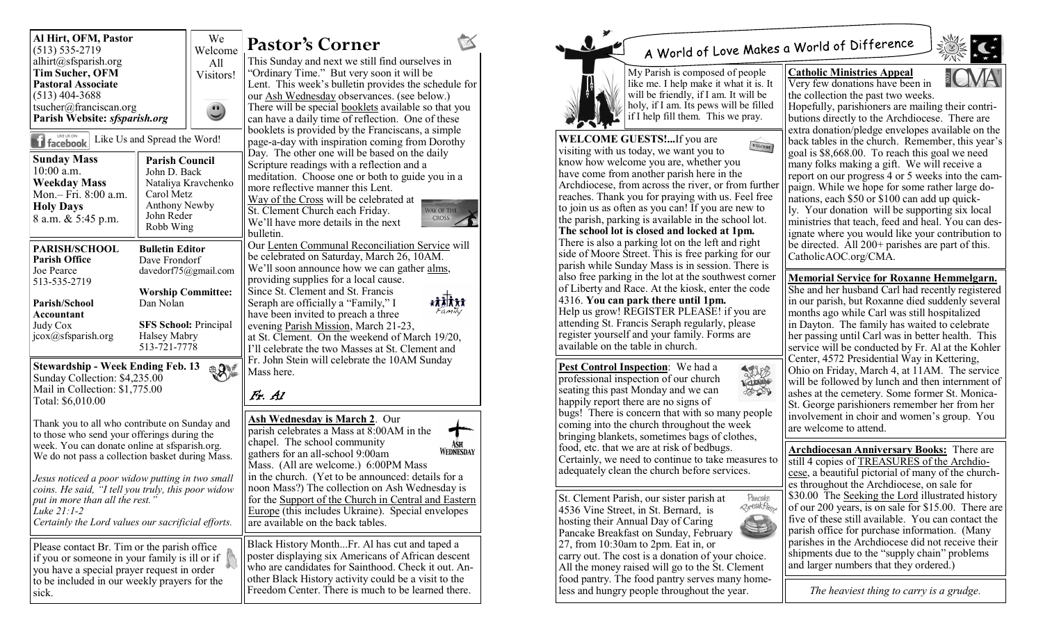**Al Hirt, OFM, Pastor**
(513) 535-2719
alhirt@sfsparish.org
**Tim Sucher, OFM**
**Pastoral Associate**
(513) 404-3688
tsucher@franciscan.org
**Parish Website:** ***sfsparish.org***

We Welcome All Visitors!

Like Us and Spread the Word!

**Sunday Mass**
10:00 a.m.
**Weekday Mass**
Mon.– Fri. 8:00 a.m.
**Holy Days**
8 a.m. & 5:45 p.m.

**Parish Council**
John D. Back
Nataliya Kravchenko
Carol Metz
Anthony Newby
John Reder
Robb Wing

**PARISH/SCHOOL**
**Parish Office**
Joe Pearce
513-535-2719

**Parish/School Accountant**
Judy Cox
jcox@sfsparish.org

**Bulletin Editor**
Dave Frondorf
davedorf75@gmail.com

**Worship Committee:**
Dan Nolan

**SFS School:** Principal
Halsey Mabry
513-721-7778

**Stewardship - Week Ending Feb. 13**
Sunday Collection: $4,235.00
Mail in Collection: $1,775.00
Total: $6,010.00

Thank you to all who contribute on Sunday and to those who send your offerings during the week. You can donate online at sfsparish.org. We do not pass a collection basket during Mass.

*Jesus noticed a poor widow putting in two small coins. He said, "I tell you truly, this poor widow put in more than all the rest." Luke 21:1-2*
*Certainly the Lord values our sacrificial efforts.*

Please contact Br. Tim or the parish office if you or someone in your family is ill or if you have a special prayer request in order to be included in our weekly prayers for the sick.

# Pastor's Corner

This Sunday and next we still find ourselves in "Ordinary Time." But very soon it will be Lent. This week's bulletin provides the schedule for our Ash Wednesday observances. (see below.) There will be special booklets available so that you can have a daily time of reflection. One of these booklets is provided by the Franciscans, a simple page-a-day with inspiration coming from Dorothy Day. The other one will be based on the daily Scripture readings with a reflection and a meditation. Choose one or both to guide you in a more reflective manner this Lent.

Way of the Cross will be celebrated at St. Clement Church each Friday. We'll have more details in the next bulletin.

Our Lenten Communal Reconciliation Service will be celebrated on Saturday, March 26, 10AM. We'll soon announce how we can gather alms, providing supplies for a local cause.

Since St. Clement and St. Francis Seraph are officially a "Family," I have been invited to preach a three evening Parish Mission, March 21-23, at St. Clement. On the weekend of March 19/20, I'll celebrate the two Masses at St. Clement and Fr. John Stein will celebrate the 10AM Sunday Mass here.

*Fr. Al*

**Ash Wednesday is March 2**. Our parish celebrates a Mass at 8:00AM in the chapel. The school community gathers for an all-school 9:00am Mass. (All are welcome.) 6:00PM Mass in the church. (Yet to be announced: details for a noon Mass?) The collection on Ash Wednesday is for the Support of the Church in Central and Eastern Europe (this includes Ukraine). Special envelopes are available on the back tables.

Black History Month...Fr. Al has cut and taped a poster displaying six Americans of African descent who are candidates for Sainthood. Check it out. Another Black History activity could be a visit to the Freedom Center. There is much to be learned there.

## A World of Love Makes a World of Difference

My Parish is composed of people like me. I help make it what it is. It will be friendly, if I am. It will be holy, if I am. Its pews will be filled if I help fill them. This we pray.

**WELCOME GUESTS!...**If you are visiting with us today, we want you to know how welcome you are, whether you have come from another parish here in the Archdiocese, from across the river, or from further reaches. Thank you for praying with us. Feel free to join us as often as you can! If you are new to the parish, parking is available in the school lot. **The school lot is closed and locked at 1pm.** There is also a parking lot on the left and right side of Moore Street. This is free parking for our parish while Sunday Mass is in session. There is also free parking in the lot at the southwest corner of Liberty and Race. At the kiosk, enter the code 4316. **You can park there until 1pm.** Help us grow! REGISTER PLEASE! if you are attending St. Francis Seraph regularly, please register yourself and your family. Forms are available on the table in church.

**Pest Control Inspection**: We had a professional inspection of our church seating this past Monday and we can happily report there are no signs of bugs! There is concern that with so many people coming into the church throughout the week bringing blankets, sometimes bags of clothes, food, etc. that we are at risk of bedbugs. Certainly, we need to continue to take measures to adequately clean the church before services.

St. Clement Parish, our sister parish at 4536 Vine Street, in St. Bernard, is hosting their Annual Day of Caring Pancake Breakfast on Sunday, February 27, from 10:30am to 2pm. Eat in, or carry out. The cost is a donation of your choice. All the money raised will go to the St. Clement food pantry. The food pantry serves many homeless and hungry people throughout the year.

**Catholic Ministries Appeal**
Very few donations have been in the collection the past two weeks. Hopefully, parishioners are mailing their contributions directly to the Archdiocese. There are extra donation/pledge envelopes available on the back tables in the church. Remember, this year's goal is $8,668.00. To reach this goal we need many folks making a gift. We will receive a report on our progress 4 or 5 weeks into the campaign. While we hope for some rather large donations, each $50 or $100 can add up quickly. Your donation will be supporting six local ministries that teach, feed and heal. You can designate where you would like your contribution to be directed. All 200+ parishes are part of this. CatholicAOC.org/CMA.

**Memorial Service for Roxanne Hemmelgarn.** She and her husband Carl had recently registered in our parish, but Roxanne died suddenly several months ago while Carl was still hospitalized in Dayton. The family has waited to celebrate her passing until Carl was in better health. This service will be conducted by Fr. Al at the Kohler Center, 4572 Presidential Way in Kettering, Ohio on Friday, March 4, at 11AM. The service will be followed by lunch and then internment of ashes at the cemetery. Some former St. Monica-St. George parishioners remember her from her involvement in choir and women's group. You are welcome to attend.

**Archdiocesan Anniversary Books:** There are still 4 copies of TREASURES of the Archdiocese, a beautiful pictorial of many of the churches throughout the Archdiocese, on sale for $30.00 The Seeking the Lord illustrated history of our 200 years, is on sale for $15.00. There are five of these still available. You can contact the parish office for purchase information. (Many parishes in the Archdiocese did not receive their shipments due to the "supply chain" problems and larger numbers that they ordered.)

*The heaviest thing to carry is a grudge.*